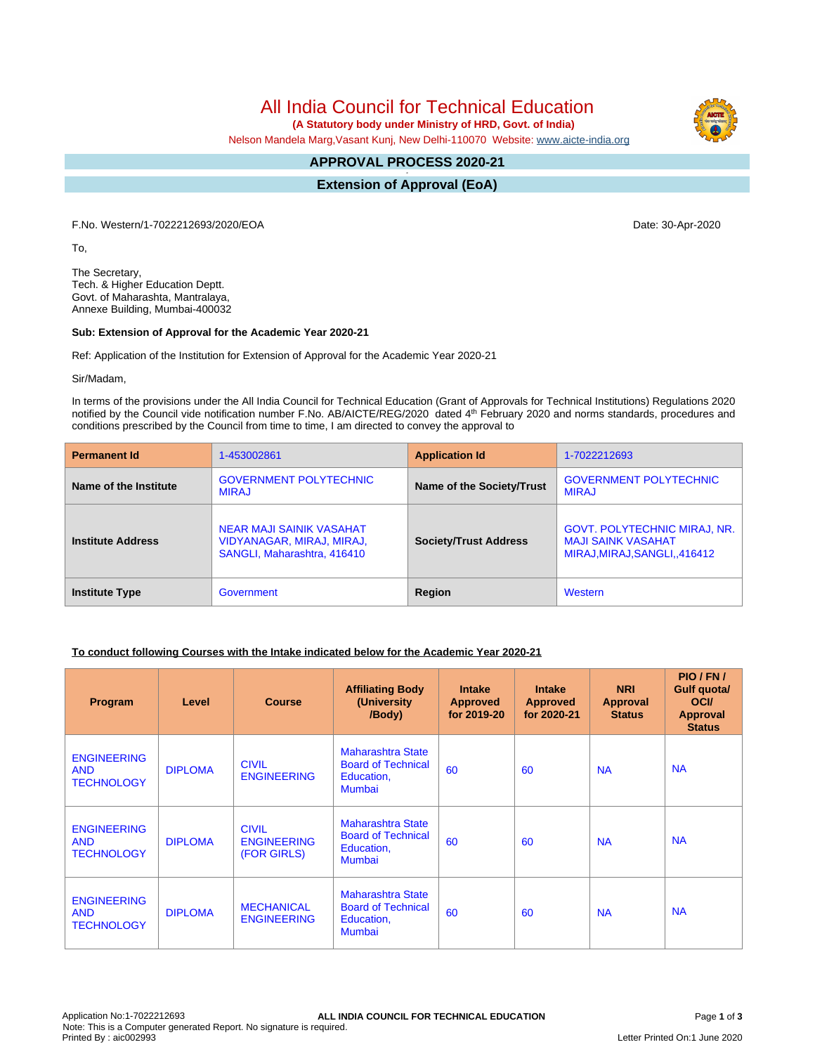# All India Council for Technical Education

**(A Statutory body under Ministry of HRD, Govt. of India)**

Nelson Mandela Marg,Vasant Kunj, New Delhi-110070 Website: www.aicte-india.org

## APPROVAL PROCESS 2020-21

## Extension of Approval (EoA)

F.No. Western/1-7022212693/2020/EOA

Date: 30-Apr-2020

To,

The Secretary,
Tech. & Higher Education Deptt.
Govt. of Maharashta, Mantralaya,
Annexe Building, Mumbai-400032

**Sub: Extension of Approval for the Academic Year 2020-21**

Ref: Application of the Institution for Extension of Approval for the Academic Year 2020-21

Sir/Madam,

In terms of the provisions under the All India Council for Technical Education (Grant of Approvals for Technical Institutions) Regulations 2020 notified by the Council vide notification number F.No. AB/AICTE/REG/2020 dated 4th February 2020 and norms standards, procedures and conditions prescribed by the Council from time to time, I am directed to convey the approval to

| **Permanent Id** | 1-453002861 | **Application Id** | 1-7022212693 |
|---|---|---|---|
| **Name of the Institute** | GOVERNMENT POLYTECHNIC MIRAJ | **Name of the Society/Trust** | GOVERNMENT POLYTECHNIC MIRAJ |
| **Institute Address** | NEAR MAJI SAINIK VASAHAT VIDYANAGAR, MIRAJ, MIRAJ, SANGLI, Maharashtra, 416410 | **Society/Trust Address** | GOVT. POLYTECHNIC MIRAJ, NR. MAJI SAINK VASAHAT MIRAJ,MIRAJ,SANGLI,,416412 |
| **Institute Type** | Government | **Region** | Western |

**To conduct following Courses with the Intake indicated below for the Academic Year 2020-21**

| Program | Level | Course | Affiliating Body (University /Body) | Intake Approved for 2019-20 | Intake Approved for 2020-21 | NRI Approval Status | PIO / FN / Gulf quota/ OCI/ Approval Status |
|---|---|---|---|---|---|---|---|
| ENGINEERING AND TECHNOLOGY | DIPLOMA | CIVIL ENGINEERING | Maharashtra State Board of Technical Education, Mumbai | 60 | 60 | NA | NA |
| ENGINEERING AND TECHNOLOGY | DIPLOMA | CIVIL ENGINEERING (FOR GIRLS) | Maharashtra State Board of Technical Education, Mumbai | 60 | 60 | NA | NA |
| ENGINEERING AND TECHNOLOGY | DIPLOMA | MECHANICAL ENGINEERING | Maharashtra State Board of Technical Education, Mumbai | 60 | 60 | NA | NA |

Application No:1-7022212693
Note: This is a Computer generated Report. No signature is required.
Printed By : aic002993

Letter Printed On:1 June 2020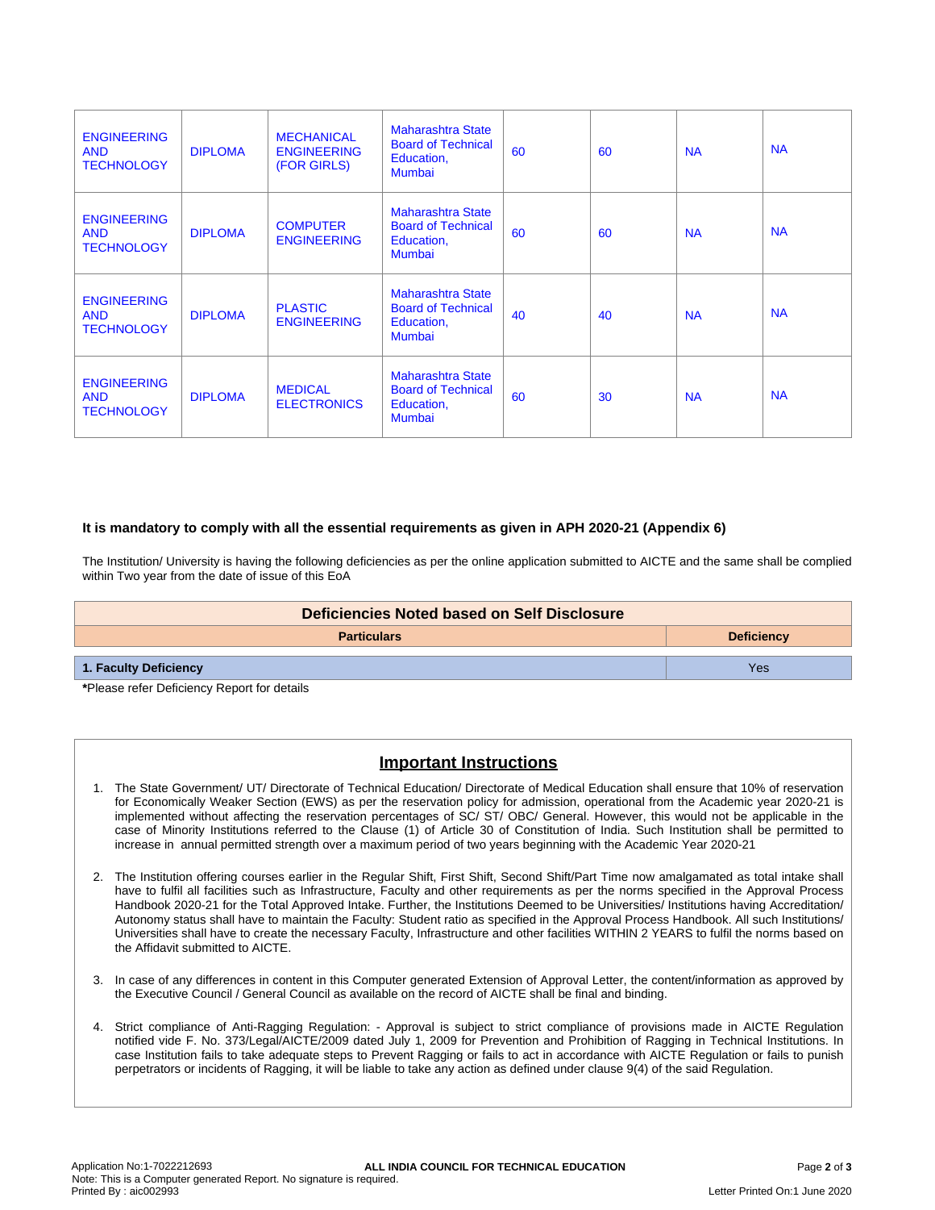| | | | | | | | |
|---|---|---|---|---|---|---|---|
| ENGINEERING AND TECHNOLOGY | DIPLOMA | MECHANICAL ENGINEERING (FOR GIRLS) | Maharashtra State Board of Technical Education, Mumbai | 60 | 60 | NA | NA |
| ENGINEERING AND TECHNOLOGY | DIPLOMA | COMPUTER ENGINEERING | Maharashtra State Board of Technical Education, Mumbai | 60 | 60 | NA | NA |
| ENGINEERING AND TECHNOLOGY | DIPLOMA | PLASTIC ENGINEERING | Maharashtra State Board of Technical Education, Mumbai | 40 | 40 | NA | NA |
| ENGINEERING AND TECHNOLOGY | DIPLOMA | MEDICAL ELECTRONICS | Maharashtra State Board of Technical Education, Mumbai | 60 | 30 | NA | NA |

**It is mandatory to comply with all the essential requirements as given in APH 2020-21 (Appendix 6)**

The Institution/ University is having the following deficiencies as per the online application submitted to AICTE and the same shall be complied within Two year from the date of issue of this EoA

| Deficiencies Noted based on Self Disclosure | |
|---|---|
| **Particulars** | **Deficiency** |
| **1. Faculty Deficiency** | Yes |

***Please refer Deficiency Report for details**

## Important Instructions

1. The State Government/ UT/ Directorate of Technical Education/ Directorate of Medical Education shall ensure that 10% of reservation for Economically Weaker Section (EWS) as per the reservation policy for admission, operational from the Academic year 2020-21 is implemented without affecting the reservation percentages of SC/ ST/ OBC/ General. However, this would not be applicable in the case of Minority Institutions referred to the Clause (1) of Article 30 of Constitution of India. Such Institution shall be permitted to increase in annual permitted strength over a maximum period of two years beginning with the Academic Year 2020-21

2. The Institution offering courses earlier in the Regular Shift, First Shift, Second Shift/Part Time now amalgamated as total intake shall have to fulfil all facilities such as Infrastructure, Faculty and other requirements as per the norms specified in the Approval Process Handbook 2020-21 for the Total Approved Intake. Further, the Institutions Deemed to be Universities/ Institutions having Accreditation/ Autonomy status shall have to maintain the Faculty: Student ratio as specified in the Approval Process Handbook. All such Institutions/ Universities shall have to create the necessary Faculty, Infrastructure and other facilities WITHIN 2 YEARS to fulfil the norms based on the Affidavit submitted to AICTE.

3. In case of any differences in content in this Computer generated Extension of Approval Letter, the content/information as approved by the Executive Council / General Council as available on the record of AICTE shall be final and binding.

4. Strict compliance of Anti-Ragging Regulation: - Approval is subject to strict compliance of provisions made in AICTE Regulation notified vide F. No. 373/Legal/AICTE/2009 dated July 1, 2009 for Prevention and Prohibition of Ragging in Technical Institutions. In case Institution fails to take adequate steps to Prevent Ragging or fails to act in accordance with AICTE Regulation or fails to punish perpetrators or incidents of Ragging, it will be liable to take any action as defined under clause 9(4) of the said Regulation.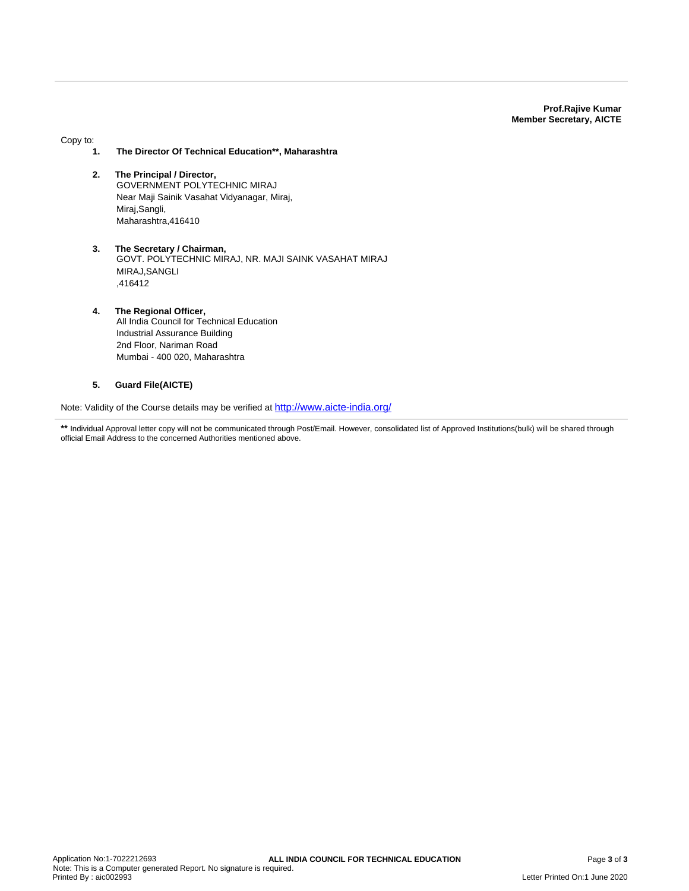**Prof.Rajive Kumar**
**Member Secretary, AICTE**

Copy to:

1. **The Director Of Technical Education\*\*, Maharashtra**

2. **The Principal / Director,**
   GOVERNMENT POLYTECHNIC MIRAJ
   Near Maji Sainik Vasahat Vidyanagar, Miraj,
   Miraj,Sangli,
   Maharashtra,416410

3. **The Secretary / Chairman,**
   GOVT. POLYTECHNIC MIRAJ, NR. MAJI SAINK VASAHAT MIRAJ
   MIRAJ,SANGLI
   ,416412

4. **The Regional Officer,**
   All India Council for Technical Education
   Industrial Assurance Building
   2nd Floor, Nariman Road
   Mumbai - 400 020, Maharashtra

5. **Guard File(AICTE)**

Note: Validity of the Course details may be verified at http://www.aicte-india.org/

**\*\*** Individual Approval letter copy will not be communicated through Post/Email. However, consolidated list of Approved Institutions(bulk) will be shared through official Email Address to the concerned Authorities mentioned above.

Application No:1-7022212693
Note: This is a Computer generated Report. No signature is required.
Printed By : aic002993

**ALL INDIA COUNCIL FOR TECHNICAL EDUCATION**

Letter Printed On:1 June 2020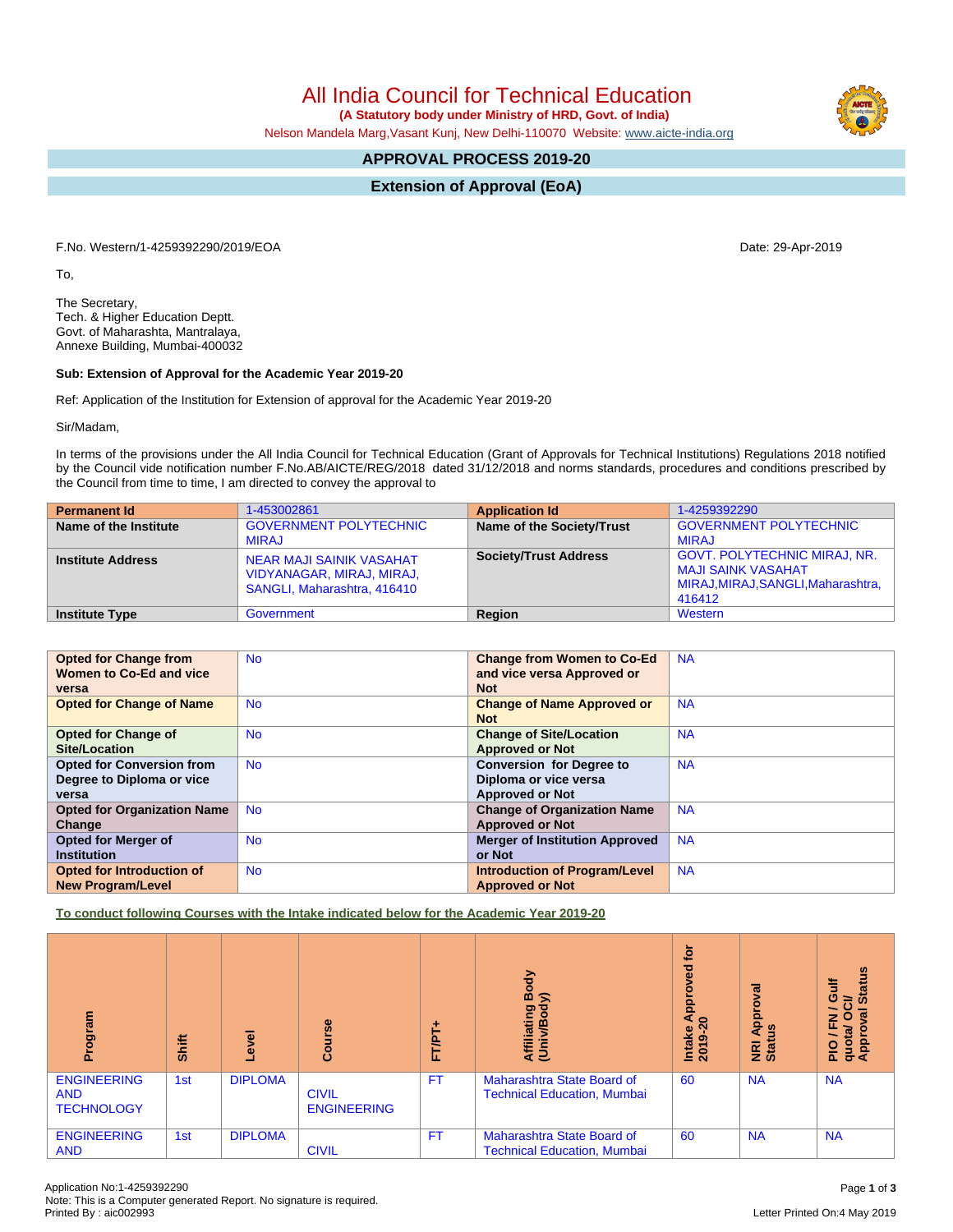# All India Council for Technical Education

**(A Statutory body under Ministry of HRD, Govt. of India)**

Nelson Mandela Marg,Vasant Kunj, New Delhi-110070 Website: www.aicte-india.org

## APPROVAL PROCESS 2019-20

## Extension of Approval (EoA)

F.No. Western/1-4259392290/2019/EOA

Date: 29-Apr-2019

To,

The Secretary,
Tech. & Higher Education Deptt.
Govt. of Maharashta, Mantralaya,
Annexe Building, Mumbai-400032

**Sub: Extension of Approval for the Academic Year 2019-20**

Ref: Application of the Institution for Extension of approval for the Academic Year 2019-20

Sir/Madam,

In terms of the provisions under the All India Council for Technical Education (Grant of Approvals for Technical Institutions) Regulations 2018 notified by the Council vide notification number F.No.AB/AICTE/REG/2018 dated 31/12/2018 and norms standards, procedures and conditions prescribed by the Council from time to time, I am directed to convey the approval to

| **Permanent Id** | 1-453002861 | **Application Id** | 1-4259392290 |
|---|---|---|---|
| **Name of the Institute** | GOVERNMENT POLYTECHNIC MIRAJ | **Name of the Society/Trust** | GOVERNMENT POLYTECHNIC MIRAJ |
| **Institute Address** | NEAR MAJI SAINIK VASAHAT VIDYANAGAR, MIRAJ, MIRAJ, SANGLI, Maharashtra, 416410 | **Society/Trust Address** | GOVT. POLYTECHNIC MIRAJ, NR. MAJI SAINK VASAHAT MIRAJ,MIRAJ,SANGLI,Maharashtra, 416412 |
| **Institute Type** | Government | **Region** | Western |

| **Opted for Change from Women to Co-Ed and vice versa** | No | **Change from Women to Co-Ed and vice versa Approved or Not** | NA |
|---|---|---|---|
| **Opted for Change of Name** | No | **Change of Name Approved or Not** | NA |
| **Opted for Change of Site/Location** | No | **Change of Site/Location Approved or Not** | NA |
| **Opted for Conversion from Degree to Diploma or vice versa** | No | **Conversion for Degree to Diploma or vice versa Approved or Not** | NA |
| **Opted for Organization Name Change** | No | **Change of Organization Name Approved or Not** | NA |
| **Opted for Merger of Institution** | No | **Merger of Institution Approved or Not** | NA |
| **Opted for Introduction of New Program/Level** | No | **Introduction of Program/Level Approved or Not** | NA |

**To conduct following Courses with the Intake indicated below for the Academic Year 2019-20**

| Program | Shift | Level | Course | FT/PT+ | Affiliating Body (Univ/Body) | Intake Approved for 2019-20 | NRI Approval Status | PIO / FN / Gulf quota/ OCI/ Approval Status |
|---|---|---|---|---|---|---|---|---|
| ENGINEERING AND TECHNOLOGY | 1st | DIPLOMA | CIVIL ENGINEERING | FT | Maharashtra State Board of Technical Education, Mumbai | 60 | NA | NA |
| ENGINEERING AND | 1st | DIPLOMA | CIVIL | FT | Maharashtra State Board of Technical Education, Mumbai | 60 | NA | NA |

Application No:1-4259392290
Note: This is a Computer generated Report. No signature is required.
Printed By : aic002993

Letter Printed On:4 May 2019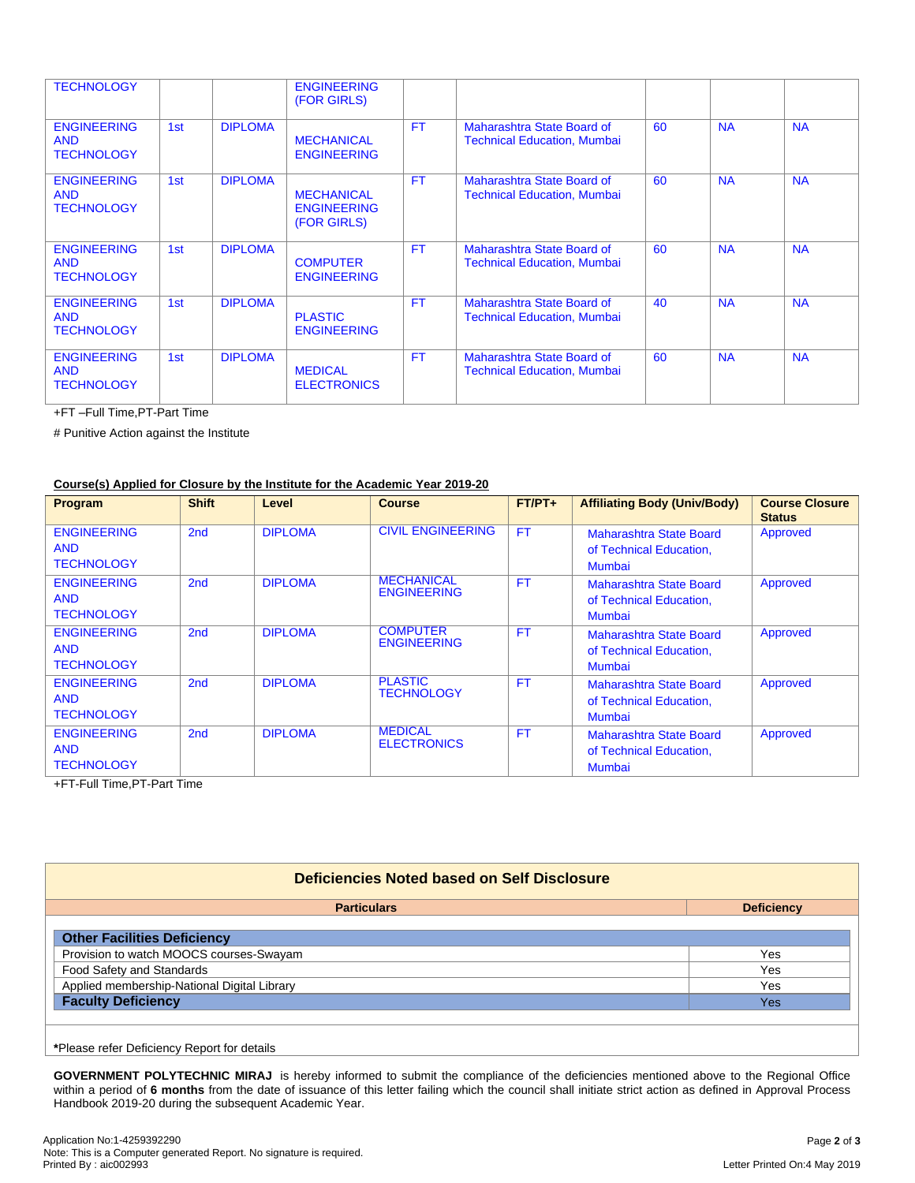| | | | | | | | | |
|---|---|---|---|---|---|---|---|---|
| TECHNOLOGY | | | ENGINEERING (FOR GIRLS) | | | | | |
| ENGINEERING AND TECHNOLOGY | 1st | DIPLOMA | MECHANICAL ENGINEERING | FT | Maharashtra State Board of Technical Education, Mumbai | 60 | NA | NA |
| ENGINEERING AND TECHNOLOGY | 1st | DIPLOMA | MECHANICAL ENGINEERING (FOR GIRLS) | FT | Maharashtra State Board of Technical Education, Mumbai | 60 | NA | NA |
| ENGINEERING AND TECHNOLOGY | 1st | DIPLOMA | COMPUTER ENGINEERING | FT | Maharashtra State Board of Technical Education, Mumbai | 60 | NA | NA |
| ENGINEERING AND TECHNOLOGY | 1st | DIPLOMA | PLASTIC ENGINEERING | FT | Maharashtra State Board of Technical Education, Mumbai | 40 | NA | NA |
| ENGINEERING AND TECHNOLOGY | 1st | DIPLOMA | MEDICAL ELECTRONICS | FT | Maharashtra State Board of Technical Education, Mumbai | 60 | NA | NA |

+FT –Full Time,PT-Part Time

# Punitive Action against the Institute

**Course(s) Applied for Closure by the Institute for the Academic Year 2019-20**

| Program | Shift | Level | Course | FT/PT+ | Affiliating Body (Univ/Body) | Course Closure Status |
|---|---|---|---|---|---|---|
| ENGINEERING AND TECHNOLOGY | 2nd | DIPLOMA | CIVIL ENGINEERING | FT | Maharashtra State Board of Technical Education, Mumbai | Approved |
| ENGINEERING AND TECHNOLOGY | 2nd | DIPLOMA | MECHANICAL ENGINEERING | FT | Maharashtra State Board of Technical Education, Mumbai | Approved |
| ENGINEERING AND TECHNOLOGY | 2nd | DIPLOMA | COMPUTER ENGINEERING | FT | Maharashtra State Board of Technical Education, Mumbai | Approved |
| ENGINEERING AND TECHNOLOGY | 2nd | DIPLOMA | PLASTIC TECHNOLOGY | FT | Maharashtra State Board of Technical Education, Mumbai | Approved |
| ENGINEERING AND TECHNOLOGY | 2nd | DIPLOMA | MEDICAL ELECTRONICS | FT | Maharashtra State Board of Technical Education, Mumbai | Approved |

+FT-Full Time,PT-Part Time

**Deficiencies Noted based on Self Disclosure**

| Particulars | Deficiency |
|---|---|
| **Other Facilities Deficiency** | |
| Provision to watch MOOCS courses-Swayam | Yes |
| Food Safety and Standards | Yes |
| Applied membership-National Digital Library | Yes |
| **Faculty Deficiency** | Yes |

***Please refer Deficiency Report for details**

**GOVERNMENT POLYTECHNIC MIRAJ** is hereby informed to submit the compliance of the deficiencies mentioned above to the Regional Office within a period of **6 months** from the date of issuance of this letter failing which the council shall initiate strict action as defined in Approval Process Handbook 2019-20 during the subsequent Academic Year.

Application No:1-4259392290
Note: This is a Computer generated Report. No signature is required.
Printed By : aic002993

Letter Printed On:4 May 2019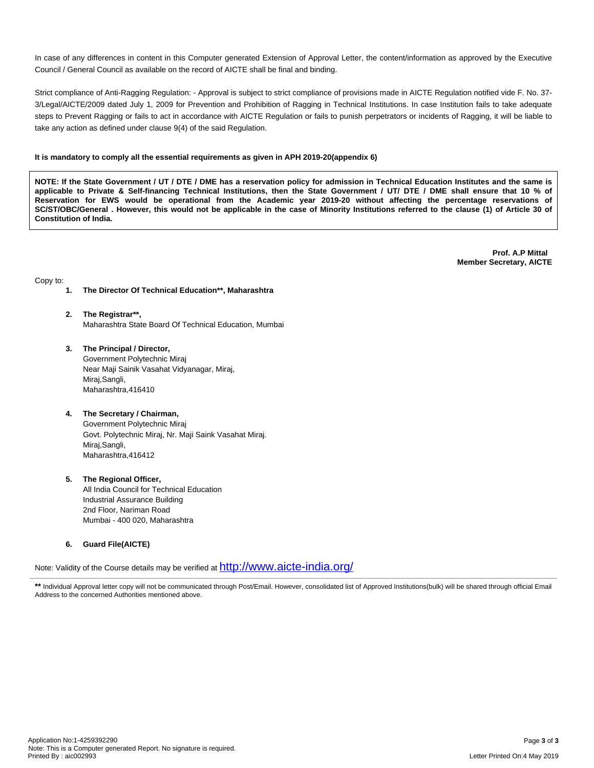In case of any differences in content in this Computer generated Extension of Approval Letter, the content/information as approved by the Executive Council / General Council as available on the record of AICTE shall be final and binding.

Strict compliance of Anti-Ragging Regulation: - Approval is subject to strict compliance of provisions made in AICTE Regulation notified vide F. No. 37-3/Legal/AICTE/2009 dated July 1, 2009 for Prevention and Prohibition of Ragging in Technical Institutions. In case Institution fails to take adequate steps to Prevent Ragging or fails to act in accordance with AICTE Regulation or fails to punish perpetrators or incidents of Ragging, it will be liable to take any action as defined under clause 9(4) of the said Regulation.

**It is mandatory to comply all the essential requirements as given in APH 2019-20(appendix 6)**

**NOTE: If the State Government / UT / DTE / DME has a reservation policy for admission in Technical Education Institutes and the same is applicable to Private & Self-financing Technical Institutions, then the State Government / UT/ DTE / DME shall ensure that 10 % of Reservation for EWS would be operational from the Academic year 2019-20 without affecting the percentage reservations of SC/ST/OBC/General . However, this would not be applicable in the case of Minority Institutions referred to the clause (1) of Article 30 of Constitution of India.**

**Prof. A.P Mittal**
**Member Secretary, AICTE**

Copy to:

1. **The Director Of Technical Education**, Maharashtra**

2. **The Registrar**,**
   Maharashtra State Board Of Technical Education, Mumbai

3. **The Principal / Director,**
   Government Polytechnic Miraj
   Near Maji Sainik Vasahat Vidyanagar, Miraj,
   Miraj,Sangli,
   Maharashtra,416410

4. **The Secretary / Chairman,**
   Government Polytechnic Miraj
   Govt. Polytechnic Miraj, Nr. Maji Saink Vasahat Miraj.
   Miraj,Sangli,
   Maharashtra,416412

5. **The Regional Officer,**
   All India Council for Technical Education
   Industrial Assurance Building
   2nd Floor, Nariman Road
   Mumbai - 400 020, Maharashtra

6. **Guard File(AICTE)**

Note: Validity of the Course details may be verified at http://www.aicte-india.org/

**\*\*** Individual Approval letter copy will not be communicated through Post/Email. However, consolidated list of Approved Institutions(bulk) will be shared through official Email Address to the concerned Authorities mentioned above.

Application No:1-4259392290
Note: This is a Computer generated Report. No signature is required.
Printed By : aic002993

Letter Printed On:4 May 2019